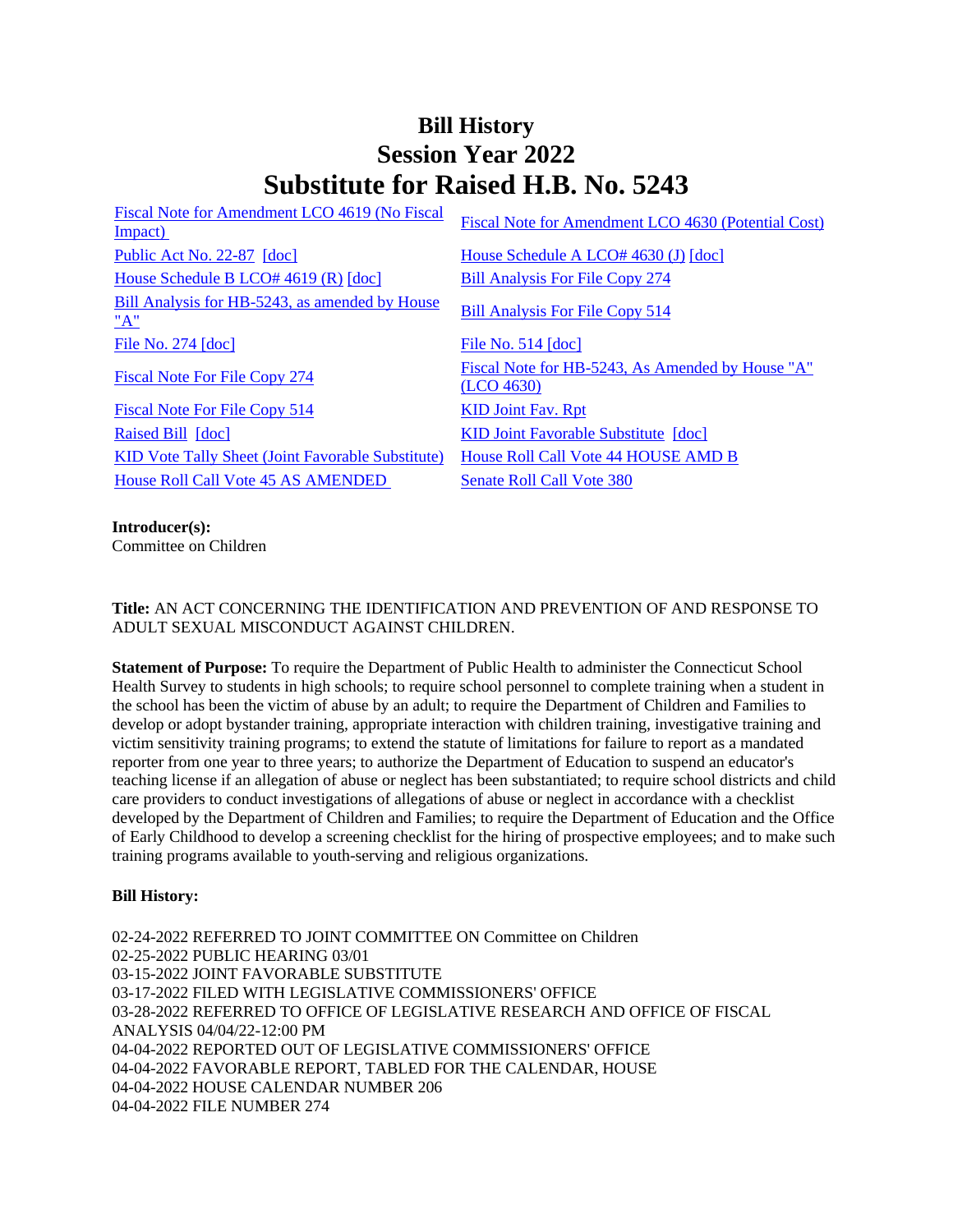# Bill History
# Session Year 2022
# Substitute for Raised H.B. No. 5243

| | |
|---|---|
| Fiscal Note for Amendment LCO 4619 (No Fiscal Impact) | Fiscal Note for Amendment LCO 4630 (Potential Cost) |
| Public Act No. 22-87 [doc] | House Schedule A LCO# 4630 (J) [doc] |
| House Schedule B LCO# 4619 (R) [doc] | Bill Analysis For File Copy 274 |
| Bill Analysis for HB-5243, as amended by House "A" | Bill Analysis For File Copy 514 |
| File No. 274 [doc] | File No. 514 [doc] |
| Fiscal Note For File Copy 274 | Fiscal Note for HB-5243, As Amended by House "A" (LCO 4630) |
| Fiscal Note For File Copy 514 | KID Joint Fav. Rpt |
| Raised Bill [doc] | KID Joint Favorable Substitute [doc] |
| KID Vote Tally Sheet (Joint Favorable Substitute) | House Roll Call Vote 44 HOUSE AMD B |
| House Roll Call Vote 45 AS AMENDED | Senate Roll Call Vote 380 |

**Introducer(s):**
Committee on Children

**Title:** AN ACT CONCERNING THE IDENTIFICATION AND PREVENTION OF AND RESPONSE TO ADULT SEXUAL MISCONDUCT AGAINST CHILDREN.

**Statement of Purpose:** To require the Department of Public Health to administer the Connecticut School Health Survey to students in high schools; to require school personnel to complete training when a student in the school has been the victim of abuse by an adult; to require the Department of Children and Families to develop or adopt bystander training, appropriate interaction with children training, investigative training and victim sensitivity training programs; to extend the statute of limitations for failure to report as a mandated reporter from one year to three years; to authorize the Department of Education to suspend an educator's teaching license if an allegation of abuse or neglect has been substantiated; to require school districts and child care providers to conduct investigations of allegations of abuse or neglect in accordance with a checklist developed by the Department of Children and Families; to require the Department of Education and the Office of Early Childhood to develop a screening checklist for the hiring of prospective employees; and to make such training programs available to youth-serving and religious organizations.

**Bill History:**

02-24-2022 REFERRED TO JOINT COMMITTEE ON Committee on Children
02-25-2022 PUBLIC HEARING 03/01
03-15-2022 JOINT FAVORABLE SUBSTITUTE
03-17-2022 FILED WITH LEGISLATIVE COMMISSIONERS' OFFICE
03-28-2022 REFERRED TO OFFICE OF LEGISLATIVE RESEARCH AND OFFICE OF FISCAL ANALYSIS 04/04/22-12:00 PM
04-04-2022 REPORTED OUT OF LEGISLATIVE COMMISSIONERS' OFFICE
04-04-2022 FAVORABLE REPORT, TABLED FOR THE CALENDAR, HOUSE
04-04-2022 HOUSE CALENDAR NUMBER 206
04-04-2022 FILE NUMBER 274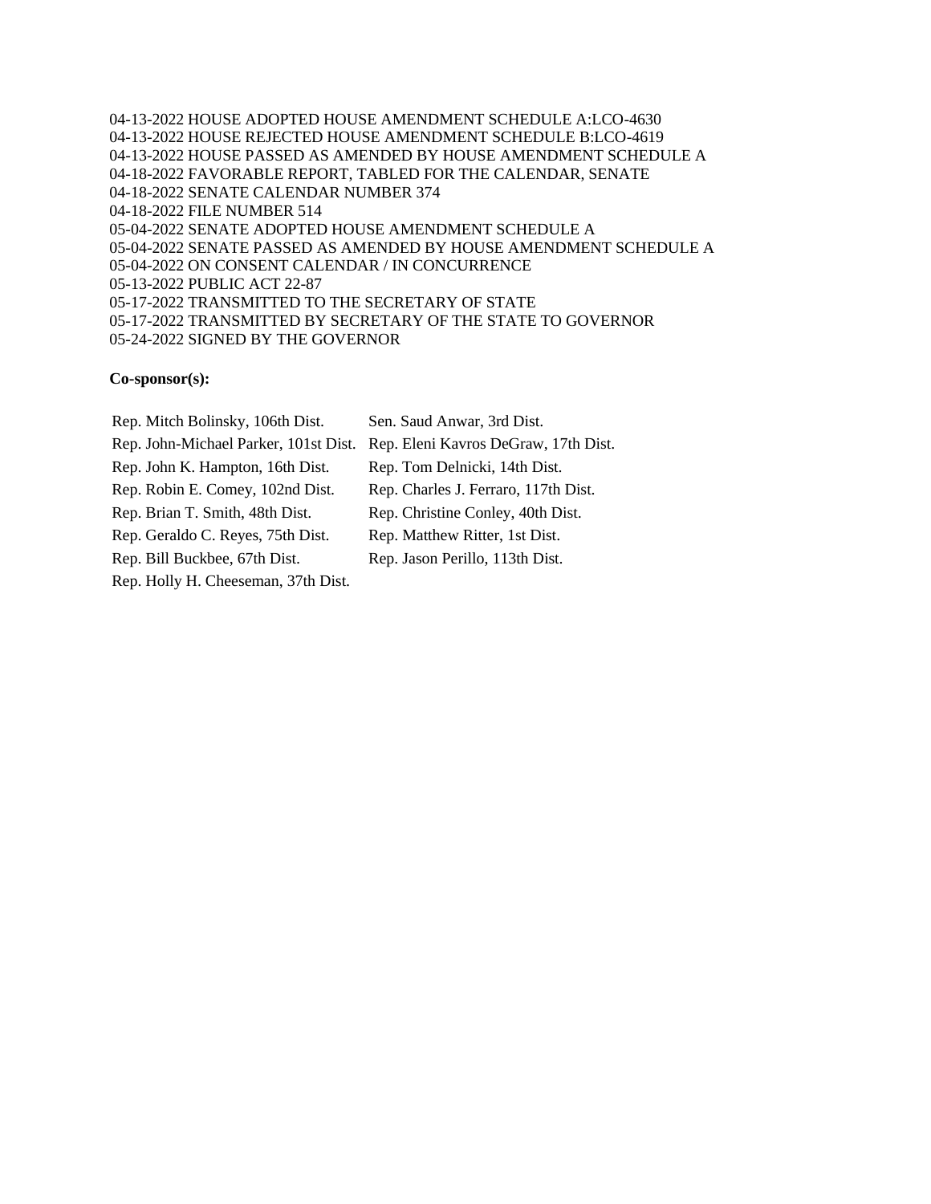04-13-2022 HOUSE ADOPTED HOUSE AMENDMENT SCHEDULE A:LCO-4630
04-13-2022 HOUSE REJECTED HOUSE AMENDMENT SCHEDULE B:LCO-4619
04-13-2022 HOUSE PASSED AS AMENDED BY HOUSE AMENDMENT SCHEDULE A
04-18-2022 FAVORABLE REPORT, TABLED FOR THE CALENDAR, SENATE
04-18-2022 SENATE CALENDAR NUMBER 374
04-18-2022 FILE NUMBER 514
05-04-2022 SENATE ADOPTED HOUSE AMENDMENT SCHEDULE A
05-04-2022 SENATE PASSED AS AMENDED BY HOUSE AMENDMENT SCHEDULE A
05-04-2022 ON CONSENT CALENDAR / IN CONCURRENCE
05-13-2022 PUBLIC ACT 22-87
05-17-2022 TRANSMITTED TO THE SECRETARY OF STATE
05-17-2022 TRANSMITTED BY SECRETARY OF THE STATE TO GOVERNOR
05-24-2022 SIGNED BY THE GOVERNOR

**Co-sponsor(s):**

| | |
|---|---|
| Rep. Mitch Bolinsky, 106th Dist. | Sen. Saud Anwar, 3rd Dist. |
| Rep. John-Michael Parker, 101st Dist. | Rep. Eleni Kavros DeGraw, 17th Dist. |
| Rep. John K. Hampton, 16th Dist. | Rep. Tom Delnicki, 14th Dist. |
| Rep. Robin E. Comey, 102nd Dist. | Rep. Charles J. Ferraro, 117th Dist. |
| Rep. Brian T. Smith, 48th Dist. | Rep. Christine Conley, 40th Dist. |
| Rep. Geraldo C. Reyes, 75th Dist. | Rep. Matthew Ritter, 1st Dist. |
| Rep. Bill Buckbee, 67th Dist. | Rep. Jason Perillo, 113th Dist. |
| Rep. Holly H. Cheeseman, 37th Dist. | |